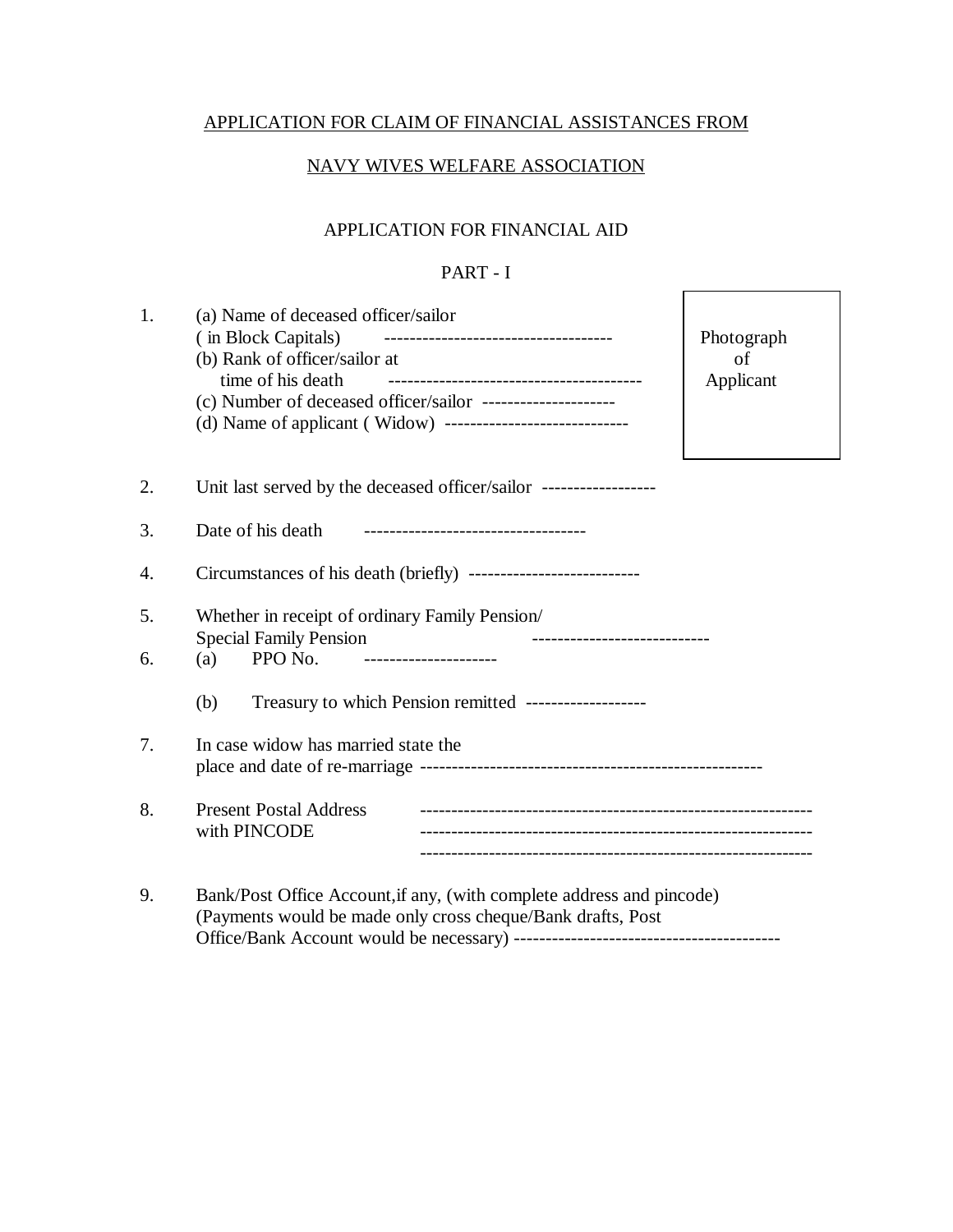APPLICATION FOR CLAIM OF FINANCIAL ASSISTANCES FROM

NAVY WIVES WELFARE ASSOCIATION

APPLICATION FOR FINANCIAL AID

PART - I

Photograph of Applicant

1. (a) Name of deceased officer/sailor ( in Block Capitals) ------------------------------------
   (b) Rank of officer/sailor at time of his death ----------------------------------------
   (c) Number of deceased officer/sailor ---------------------
   (d) Name of applicant ( Widow) -----------------------------

2. Unit last served by the deceased officer/sailor ------------------

3. Date of his death -----------------------------------

4. Circumstances of his death (briefly) ---------------------------

5. Whether in receipt of ordinary Family Pension/ Special Family Pension ----------------------------

6. (a) PPO No. ---------------------

   (b) Treasury to which Pension remitted -------------------

7. In case widow has married state the place and date of re-marriage -----------------------------------------------------

8. Present Postal Address with PINCODE --------------------------------------------------------------
   --------------------------------------------------------------
   --------------------------------------------------------------

9. Bank/Post Office Account,if any, (with complete address and pincode) (Payments would be made only cross cheque/Bank drafts, Post Office/Bank Account would be necessary) ------------------------------------------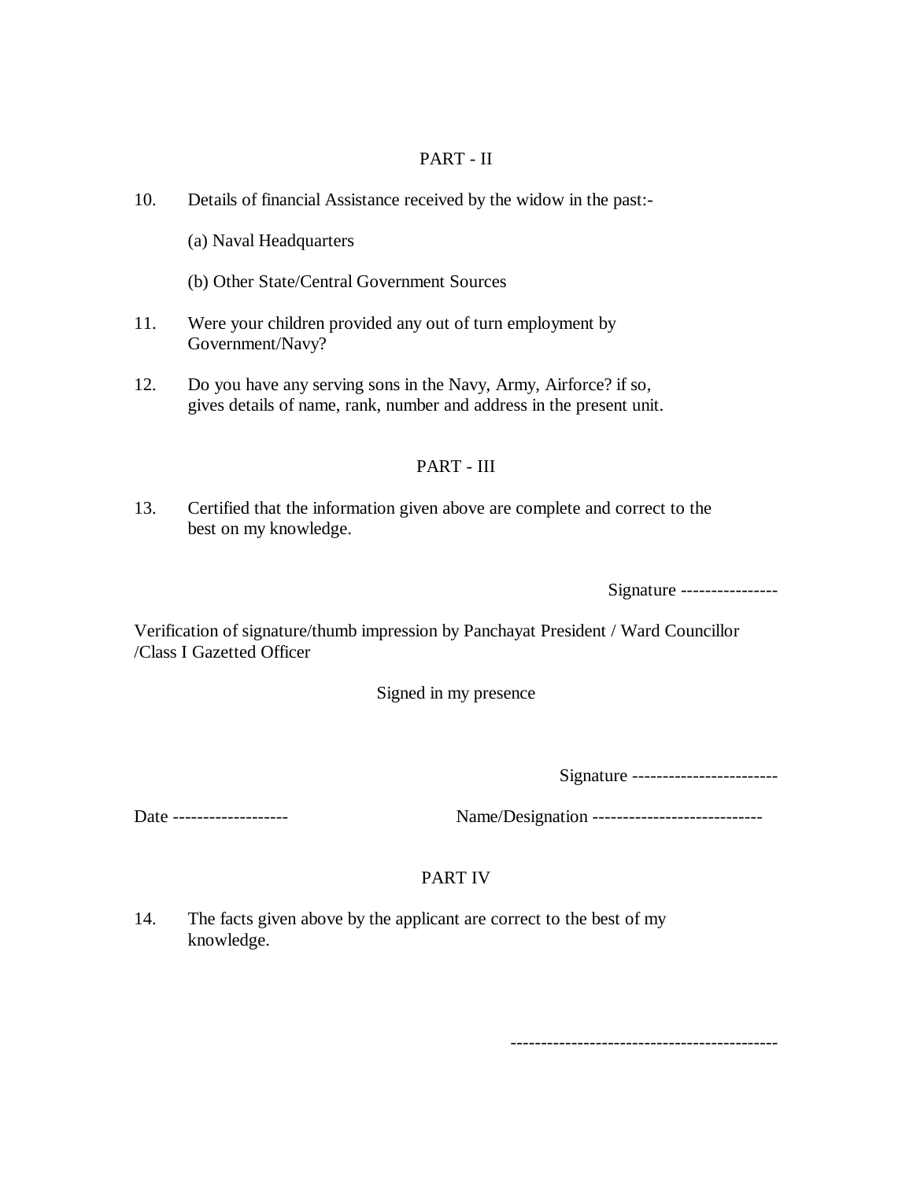## PART - II

10. Details of financial Assistance received by the widow in the past:-

    (a) Naval Headquarters

    (b) Other State/Central Government Sources

11. Were your children provided any out of turn employment by Government/Navy?

12. Do you have any serving sons in the Navy, Army, Airforce? if so, gives details of name, rank, number and address in the present unit.

## PART - III

13. Certified that the information given above are complete and correct to the best on my knowledge.

Signature ----------------

Verification of signature/thumb impression by Panchayat President / Ward Councillor /Class I Gazetted Officer

Signed in my presence

Signature ------------------------

Date -------------------    Name/Designation ----------------------------

## PART IV

14. The facts given above by the applicant are correct to the best of my knowledge.

-------------------------------------------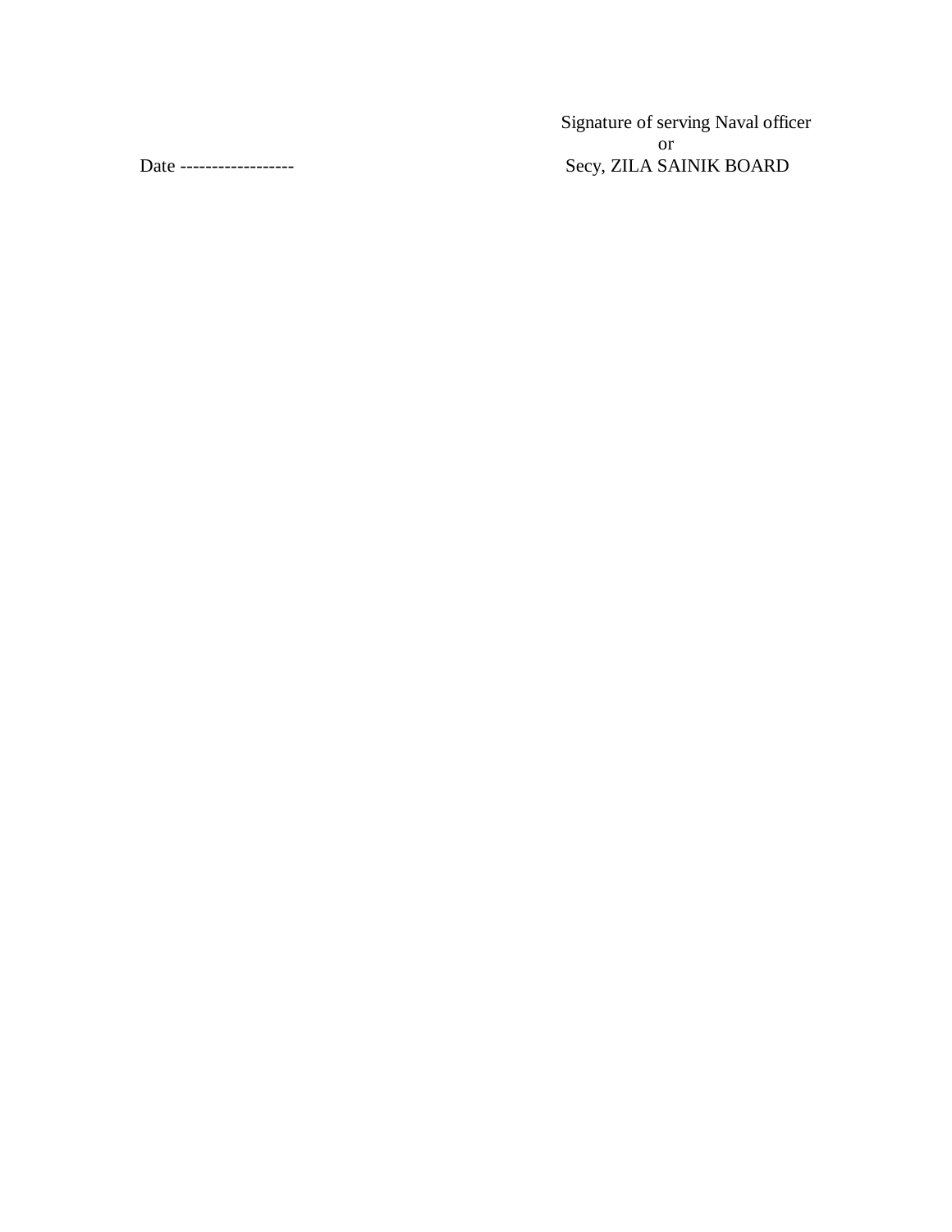Signature of serving Naval officer
or
Date ------------------ Secy, ZILA SAINIK BOARD